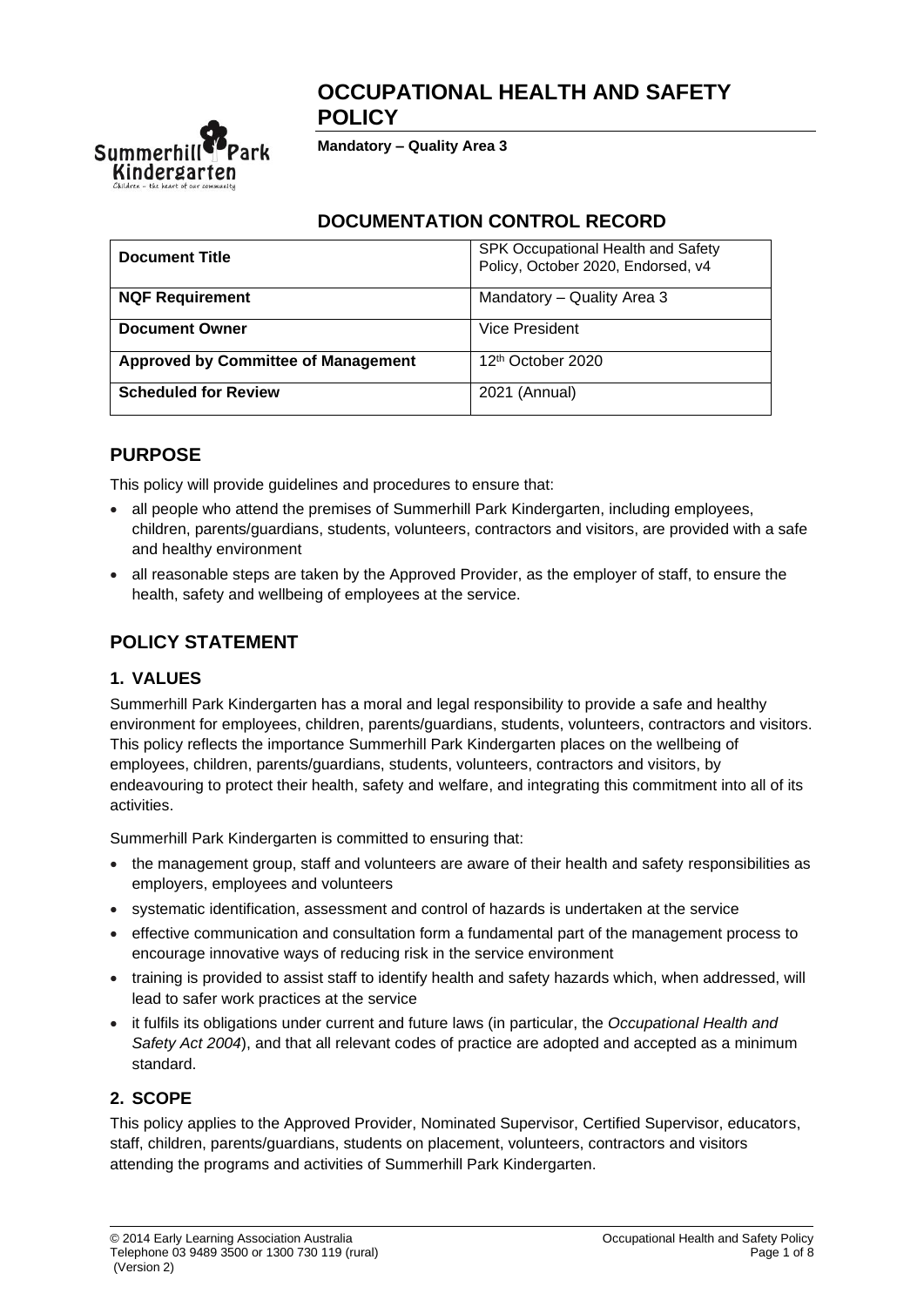# OCCUPATIONAL HEALTH AND SAFETY POLICY

**Mandatory – Quality Area 3**

## DOCUMENTATION CONTROL RECORD

| **Document Title** | SPK Occupational Health and Safety Policy, October 2020, Endorsed, v4 |
| --- | --- |
| **NQF Requirement** | Mandatory – Quality Area 3 |
| **Document Owner** | Vice President |
| **Approved by Committee of Management** | 12th October 2020 |
| **Scheduled for Review** | 2021 (Annual) |

## PURPOSE

This policy will provide guidelines and procedures to ensure that:

- all people who attend the premises of Summerhill Park Kindergarten, including employees, children, parents/guardians, students, volunteers, contractors and visitors, are provided with a safe and healthy environment
- all reasonable steps are taken by the Approved Provider, as the employer of staff, to ensure the health, safety and wellbeing of employees at the service.

## POLICY STATEMENT

### 1. VALUES

Summerhill Park Kindergarten has a moral and legal responsibility to provide a safe and healthy environment for employees, children, parents/guardians, students, volunteers, contractors and visitors. This policy reflects the importance Summerhill Park Kindergarten places on the wellbeing of employees, children, parents/guardians, students, volunteers, contractors and visitors, by endeavouring to protect their health, safety and welfare, and integrating this commitment into all of its activities.

Summerhill Park Kindergarten is committed to ensuring that:

- the management group, staff and volunteers are aware of their health and safety responsibilities as employers, employees and volunteers
- systematic identification, assessment and control of hazards is undertaken at the service
- effective communication and consultation form a fundamental part of the management process to encourage innovative ways of reducing risk in the service environment
- training is provided to assist staff to identify health and safety hazards which, when addressed, will lead to safer work practices at the service
- it fulfils its obligations under current and future laws (in particular, the *Occupational Health and Safety Act 2004*), and that all relevant codes of practice are adopted and accepted as a minimum standard.

### 2. SCOPE

This policy applies to the Approved Provider, Nominated Supervisor, Certified Supervisor, educators, staff, children, parents/guardians, students on placement, volunteers, contractors and visitors attending the programs and activities of Summerhill Park Kindergarten.

© 2014 Early Learning Association Australia
Telephone 03 9489 3500 or 1300 730 119 (rural)
(Version 2)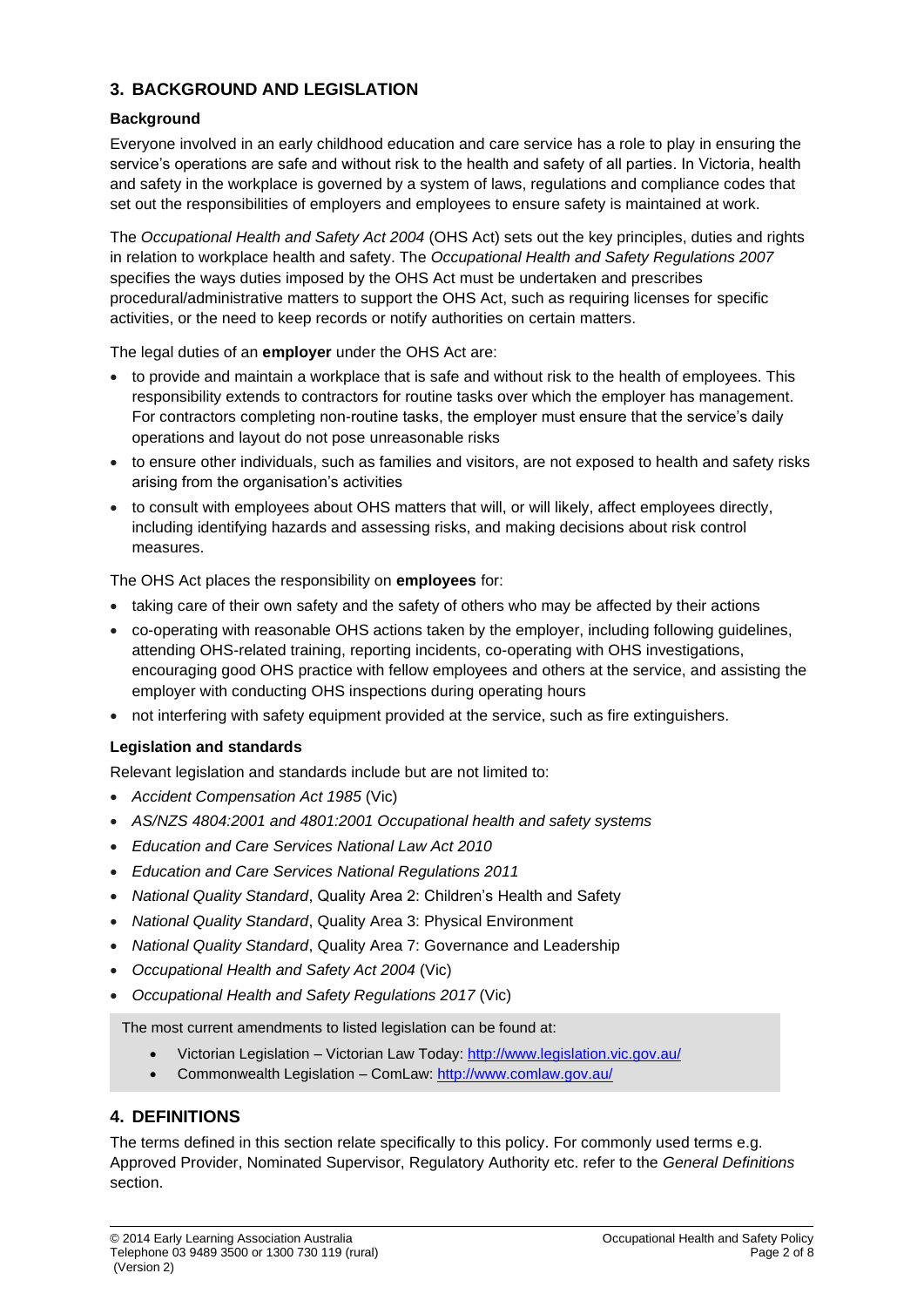## 3. BACKGROUND AND LEGISLATION

### Background

Everyone involved in an early childhood education and care service has a role to play in ensuring the service's operations are safe and without risk to the health and safety of all parties. In Victoria, health and safety in the workplace is governed by a system of laws, regulations and compliance codes that set out the responsibilities of employers and employees to ensure safety is maintained at work.

The *Occupational Health and Safety Act 2004* (OHS Act) sets out the key principles, duties and rights in relation to workplace health and safety. The *Occupational Health and Safety Regulations 2007* specifies the ways duties imposed by the OHS Act must be undertaken and prescribes procedural/administrative matters to support the OHS Act, such as requiring licenses for specific activities, or the need to keep records or notify authorities on certain matters.

The legal duties of an **employer** under the OHS Act are:

- to provide and maintain a workplace that is safe and without risk to the health of employees. This responsibility extends to contractors for routine tasks over which the employer has management. For contractors completing non-routine tasks, the employer must ensure that the service's daily operations and layout do not pose unreasonable risks
- to ensure other individuals, such as families and visitors, are not exposed to health and safety risks arising from the organisation's activities
- to consult with employees about OHS matters that will, or will likely, affect employees directly, including identifying hazards and assessing risks, and making decisions about risk control measures.

The OHS Act places the responsibility on **employees** for:

- taking care of their own safety and the safety of others who may be affected by their actions
- co-operating with reasonable OHS actions taken by the employer, including following guidelines, attending OHS-related training, reporting incidents, co-operating with OHS investigations, encouraging good OHS practice with fellow employees and others at the service, and assisting the employer with conducting OHS inspections during operating hours
- not interfering with safety equipment provided at the service, such as fire extinguishers.

### Legislation and standards

Relevant legislation and standards include but are not limited to:

- *Accident Compensation Act 1985* (Vic)
- *AS/NZS 4804:2001 and 4801:2001 Occupational health and safety systems*
- *Education and Care Services National Law Act 2010*
- *Education and Care Services National Regulations 2011*
- *National Quality Standard*, Quality Area 2: Children's Health and Safety
- *National Quality Standard*, Quality Area 3: Physical Environment
- *National Quality Standard*, Quality Area 7: Governance and Leadership
- *Occupational Health and Safety Act 2004* (Vic)
- *Occupational Health and Safety Regulations 2017* (Vic)

The most current amendments to listed legislation can be found at:

- Victorian Legislation – Victorian Law Today: http://www.legislation.vic.gov.au/
- Commonwealth Legislation – ComLaw: http://www.comlaw.gov.au/

## 4. DEFINITIONS

The terms defined in this section relate specifically to this policy. For commonly used terms e.g. Approved Provider, Nominated Supervisor, Regulatory Authority etc. refer to the *General Definitions* section.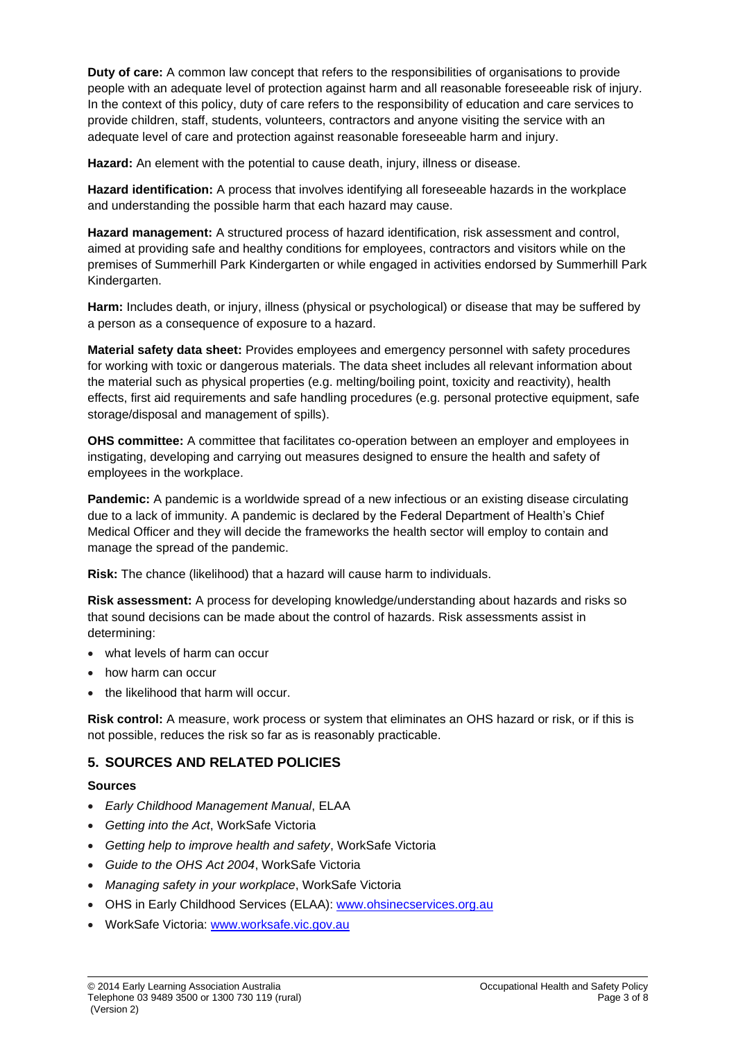**Duty of care:** A common law concept that refers to the responsibilities of organisations to provide people with an adequate level of protection against harm and all reasonable foreseeable risk of injury. In the context of this policy, duty of care refers to the responsibility of education and care services to provide children, staff, students, volunteers, contractors and anyone visiting the service with an adequate level of care and protection against reasonable foreseeable harm and injury.

**Hazard:** An element with the potential to cause death, injury, illness or disease.

**Hazard identification:** A process that involves identifying all foreseeable hazards in the workplace and understanding the possible harm that each hazard may cause.

**Hazard management:** A structured process of hazard identification, risk assessment and control, aimed at providing safe and healthy conditions for employees, contractors and visitors while on the premises of Summerhill Park Kindergarten or while engaged in activities endorsed by Summerhill Park Kindergarten.

**Harm:** Includes death, or injury, illness (physical or psychological) or disease that may be suffered by a person as a consequence of exposure to a hazard.

**Material safety data sheet:** Provides employees and emergency personnel with safety procedures for working with toxic or dangerous materials. The data sheet includes all relevant information about the material such as physical properties (e.g. melting/boiling point, toxicity and reactivity), health effects, first aid requirements and safe handling procedures (e.g. personal protective equipment, safe storage/disposal and management of spills).

**OHS committee:** A committee that facilitates co-operation between an employer and employees in instigating, developing and carrying out measures designed to ensure the health and safety of employees in the workplace.

**Pandemic:** A pandemic is a worldwide spread of a new infectious or an existing disease circulating due to a lack of immunity. A pandemic is declared by the Federal Department of Health's Chief Medical Officer and they will decide the frameworks the health sector will employ to contain and manage the spread of the pandemic.

**Risk:** The chance (likelihood) that a hazard will cause harm to individuals.

**Risk assessment:** A process for developing knowledge/understanding about hazards and risks so that sound decisions can be made about the control of hazards. Risk assessments assist in determining:

- what levels of harm can occur
- how harm can occur
- the likelihood that harm will occur.

**Risk control:** A measure, work process or system that eliminates an OHS hazard or risk, or if this is not possible, reduces the risk so far as is reasonably practicable.

## 5. SOURCES AND RELATED POLICIES

### Sources

- *Early Childhood Management Manual*, ELAA
- *Getting into the Act*, WorkSafe Victoria
- *Getting help to improve health and safety*, WorkSafe Victoria
- *Guide to the OHS Act 2004*, WorkSafe Victoria
- *Managing safety in your workplace*, WorkSafe Victoria
- OHS in Early Childhood Services (ELAA): www.ohsinecservices.org.au
- WorkSafe Victoria: www.worksafe.vic.gov.au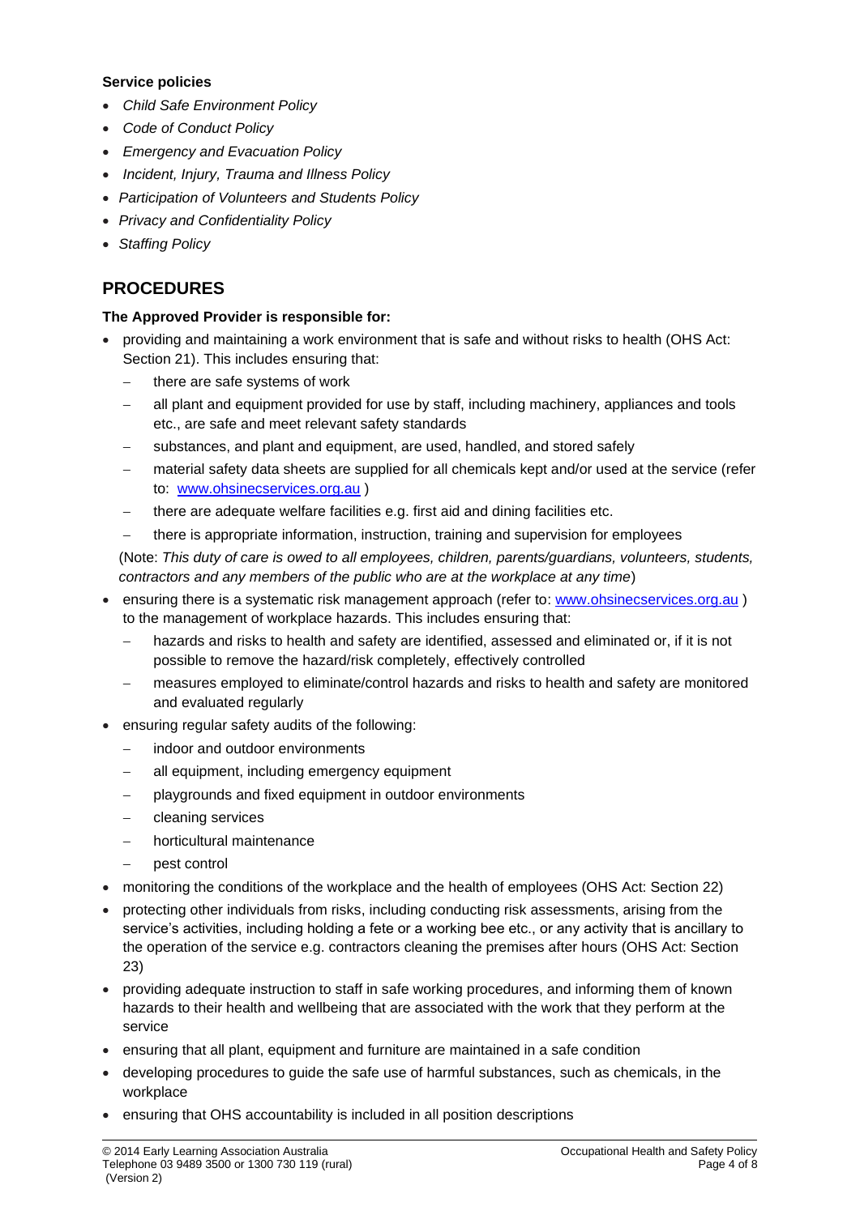**Service policies**

- *Child Safe Environment Policy*
- *Code of Conduct Policy*
- *Emergency and Evacuation Policy*
- *Incident, Injury, Trauma and Illness Policy*
- *Participation of Volunteers and Students Policy*
- *Privacy and Confidentiality Policy*
- *Staffing Policy*

## PROCEDURES

**The Approved Provider is responsible for:**

- providing and maintaining a work environment that is safe and without risks to health (OHS Act: Section 21). This includes ensuring that:
  - there are safe systems of work
  - all plant and equipment provided for use by staff, including machinery, appliances and tools etc., are safe and meet relevant safety standards
  - substances, and plant and equipment, are used, handled, and stored safely
  - material safety data sheets are supplied for all chemicals kept and/or used at the service (refer to: [www.ohsinecservices.org.au](http://www.ohsinecservices.org.au) )
  - there are adequate welfare facilities e.g. first aid and dining facilities etc.
  - there is appropriate information, instruction, training and supervision for employees

  (Note: *This duty of care is owed to all employees, children, parents/guardians, volunteers, students, contractors and any members of the public who are at the workplace at any time*)
- ensuring there is a systematic risk management approach (refer to: [www.ohsinecservices.org.au](http://www.ohsinecservices.org.au) ) to the management of workplace hazards. This includes ensuring that:
  - hazards and risks to health and safety are identified, assessed and eliminated or, if it is not possible to remove the hazard/risk completely, effectively controlled
  - measures employed to eliminate/control hazards and risks to health and safety are monitored and evaluated regularly
- ensuring regular safety audits of the following:
  - indoor and outdoor environments
  - all equipment, including emergency equipment
  - playgrounds and fixed equipment in outdoor environments
  - cleaning services
  - horticultural maintenance
  - pest control
- monitoring the conditions of the workplace and the health of employees (OHS Act: Section 22)
- protecting other individuals from risks, including conducting risk assessments, arising from the service's activities, including holding a fete or a working bee etc., or any activity that is ancillary to the operation of the service e.g. contractors cleaning the premises after hours (OHS Act: Section 23)
- providing adequate instruction to staff in safe working procedures, and informing them of known hazards to their health and wellbeing that are associated with the work that they perform at the service
- ensuring that all plant, equipment and furniture are maintained in a safe condition
- developing procedures to guide the safe use of harmful substances, such as chemicals, in the workplace
- ensuring that OHS accountability is included in all position descriptions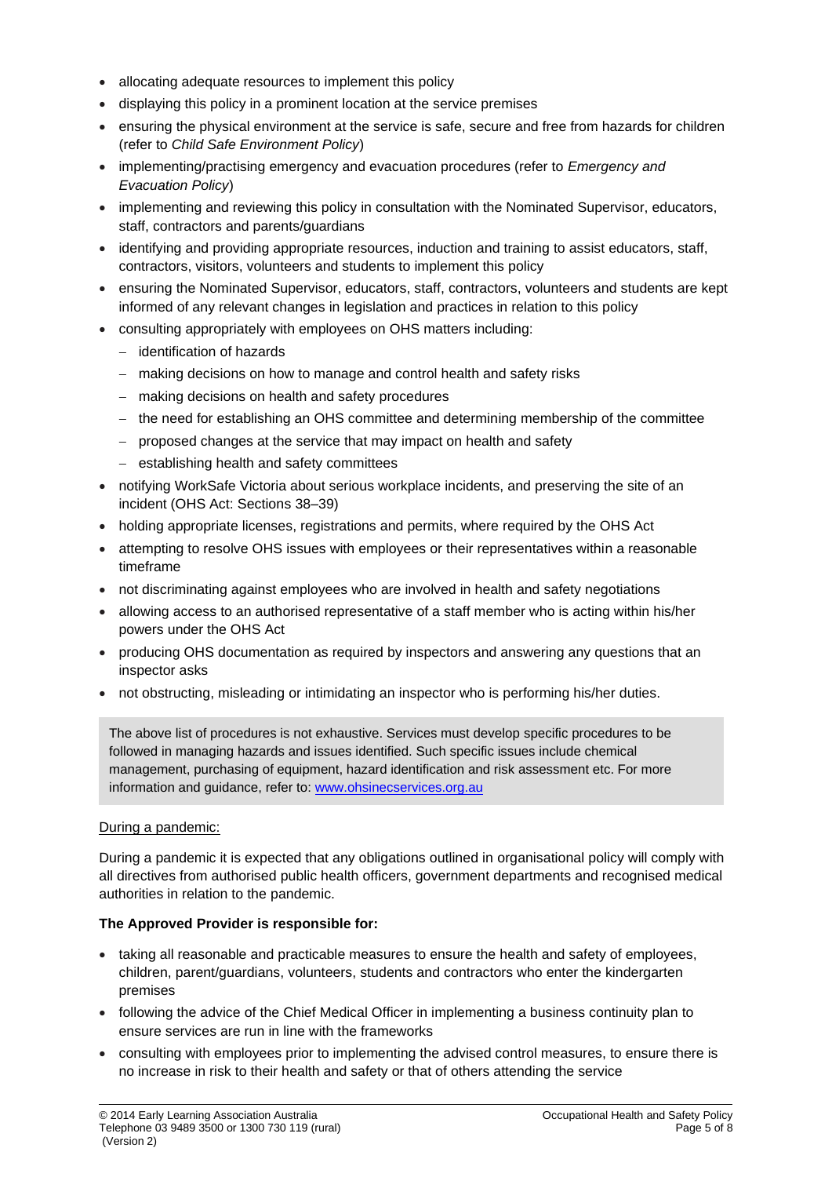- allocating adequate resources to implement this policy
- displaying this policy in a prominent location at the service premises
- ensuring the physical environment at the service is safe, secure and free from hazards for children (refer to *Child Safe Environment Policy*)
- implementing/practising emergency and evacuation procedures (refer to *Emergency and Evacuation Policy*)
- implementing and reviewing this policy in consultation with the Nominated Supervisor, educators, staff, contractors and parents/guardians
- identifying and providing appropriate resources, induction and training to assist educators, staff, contractors, visitors, volunteers and students to implement this policy
- ensuring the Nominated Supervisor, educators, staff, contractors, volunteers and students are kept informed of any relevant changes in legislation and practices in relation to this policy
- consulting appropriately with employees on OHS matters including:
  - identification of hazards
  - making decisions on how to manage and control health and safety risks
  - making decisions on health and safety procedures
  - the need for establishing an OHS committee and determining membership of the committee
  - proposed changes at the service that may impact on health and safety
  - establishing health and safety committees
- notifying WorkSafe Victoria about serious workplace incidents, and preserving the site of an incident (OHS Act: Sections 38–39)
- holding appropriate licenses, registrations and permits, where required by the OHS Act
- attempting to resolve OHS issues with employees or their representatives within a reasonable timeframe
- not discriminating against employees who are involved in health and safety negotiations
- allowing access to an authorised representative of a staff member who is acting within his/her powers under the OHS Act
- producing OHS documentation as required by inspectors and answering any questions that an inspector asks
- not obstructing, misleading or intimidating an inspector who is performing his/her duties.

The above list of procedures is not exhaustive. Services must develop specific procedures to be followed in managing hazards and issues identified. Such specific issues include chemical management, purchasing of equipment, hazard identification and risk assessment etc. For more information and guidance, refer to: www.ohsinecservices.org.au

During a pandemic:

During a pandemic it is expected that any obligations outlined in organisational policy will comply with all directives from authorised public health officers, government departments and recognised medical authorities in relation to the pandemic.

**The Approved Provider is responsible for:**

- taking all reasonable and practicable measures to ensure the health and safety of employees, children, parent/guardians, volunteers, students and contractors who enter the kindergarten premises
- following the advice of the Chief Medical Officer in implementing a business continuity plan to ensure services are run in line with the frameworks
- consulting with employees prior to implementing the advised control measures, to ensure there is no increase in risk to their health and safety or that of others attending the service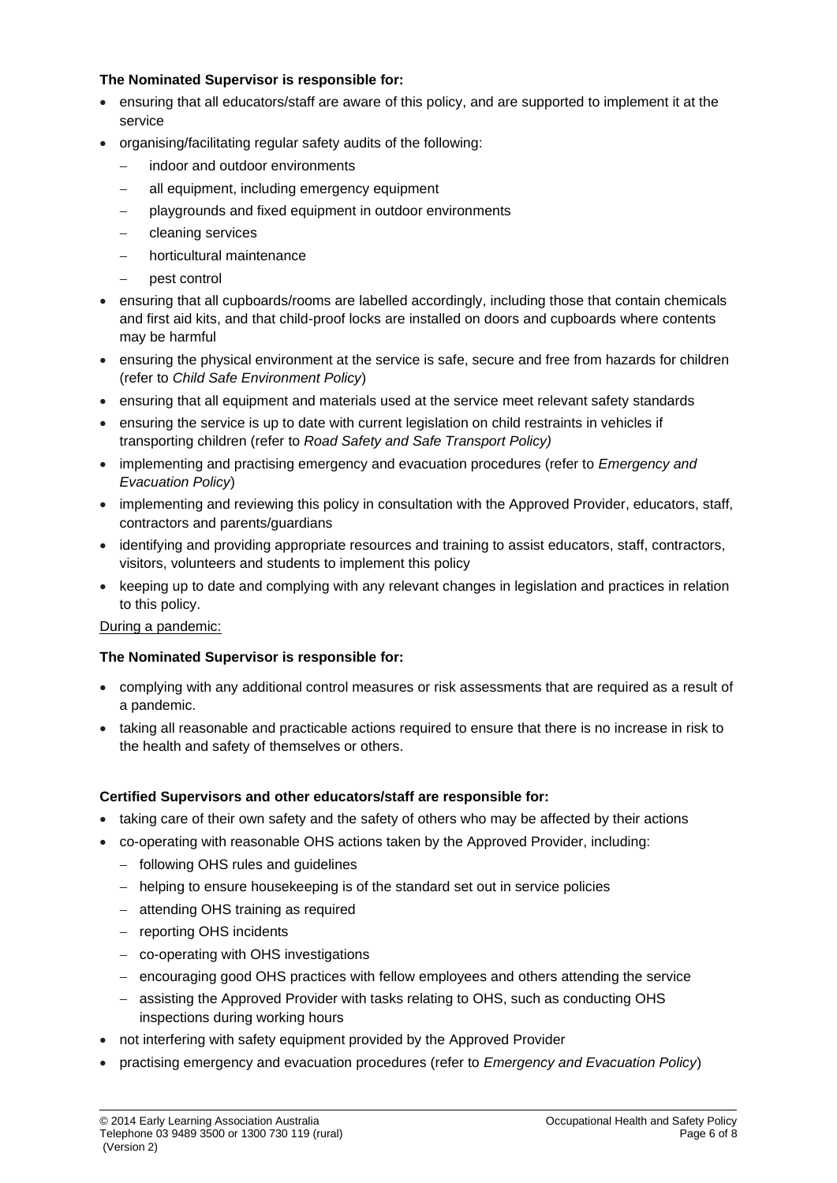**The Nominated Supervisor is responsible for:**

- ensuring that all educators/staff are aware of this policy, and are supported to implement it at the service
- organising/facilitating regular safety audits of the following:
  - indoor and outdoor environments
  - all equipment, including emergency equipment
  - playgrounds and fixed equipment in outdoor environments
  - cleaning services
  - horticultural maintenance
  - pest control
- ensuring that all cupboards/rooms are labelled accordingly, including those that contain chemicals and first aid kits, and that child-proof locks are installed on doors and cupboards where contents may be harmful
- ensuring the physical environment at the service is safe, secure and free from hazards for children (refer to *Child Safe Environment Policy*)
- ensuring that all equipment and materials used at the service meet relevant safety standards
- ensuring the service is up to date with current legislation on child restraints in vehicles if transporting children (refer to *Road Safety and Safe Transport Policy)*
- implementing and practising emergency and evacuation procedures (refer to *Emergency and Evacuation Policy*)
- implementing and reviewing this policy in consultation with the Approved Provider, educators, staff, contractors and parents/guardians
- identifying and providing appropriate resources and training to assist educators, staff, contractors, visitors, volunteers and students to implement this policy
- keeping up to date and complying with any relevant changes in legislation and practices in relation to this policy.

<u>During a pandemic:</u>

**The Nominated Supervisor is responsible for:**

- complying with any additional control measures or risk assessments that are required as a result of a pandemic.
- taking all reasonable and practicable actions required to ensure that there is no increase in risk to the health and safety of themselves or others.

**Certified Supervisors and other educators/staff are responsible for:**

- taking care of their own safety and the safety of others who may be affected by their actions
- co-operating with reasonable OHS actions taken by the Approved Provider, including:
  - following OHS rules and guidelines
  - helping to ensure housekeeping is of the standard set out in service policies
  - attending OHS training as required
  - reporting OHS incidents
  - co-operating with OHS investigations
  - encouraging good OHS practices with fellow employees and others attending the service
  - assisting the Approved Provider with tasks relating to OHS, such as conducting OHS inspections during working hours
- not interfering with safety equipment provided by the Approved Provider
- practising emergency and evacuation procedures (refer to *Emergency and Evacuation Policy*)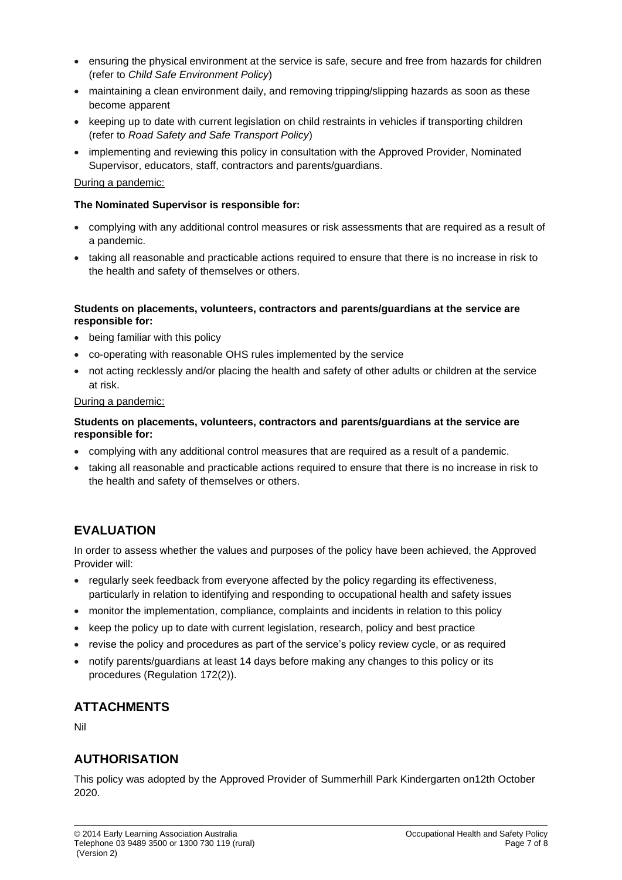- ensuring the physical environment at the service is safe, secure and free from hazards for children (refer to *Child Safe Environment Policy*)
- maintaining a clean environment daily, and removing tripping/slipping hazards as soon as these become apparent
- keeping up to date with current legislation on child restraints in vehicles if transporting children (refer to *Road Safety and Safe Transport Policy*)
- implementing and reviewing this policy in consultation with the Approved Provider, Nominated Supervisor, educators, staff, contractors and parents/guardians.

During a pandemic:

**The Nominated Supervisor is responsible for:**

- complying with any additional control measures or risk assessments that are required as a result of a pandemic.
- taking all reasonable and practicable actions required to ensure that there is no increase in risk to the health and safety of themselves or others.

**Students on placements, volunteers, contractors and parents/guardians at the service are responsible for:**

- being familiar with this policy
- co-operating with reasonable OHS rules implemented by the service
- not acting recklessly and/or placing the health and safety of other adults or children at the service at risk.

During a pandemic:

**Students on placements, volunteers, contractors and parents/guardians at the service are responsible for:**

- complying with any additional control measures that are required as a result of a pandemic.
- taking all reasonable and practicable actions required to ensure that there is no increase in risk to the health and safety of themselves or others.

## EVALUATION

In order to assess whether the values and purposes of the policy have been achieved, the Approved Provider will:

- regularly seek feedback from everyone affected by the policy regarding its effectiveness, particularly in relation to identifying and responding to occupational health and safety issues
- monitor the implementation, compliance, complaints and incidents in relation to this policy
- keep the policy up to date with current legislation, research, policy and best practice
- revise the policy and procedures as part of the service's policy review cycle, or as required
- notify parents/guardians at least 14 days before making any changes to this policy or its procedures (Regulation 172(2)).

## ATTACHMENTS

Nil

## AUTHORISATION

This policy was adopted by the Approved Provider of Summerhill Park Kindergarten on12th October 2020.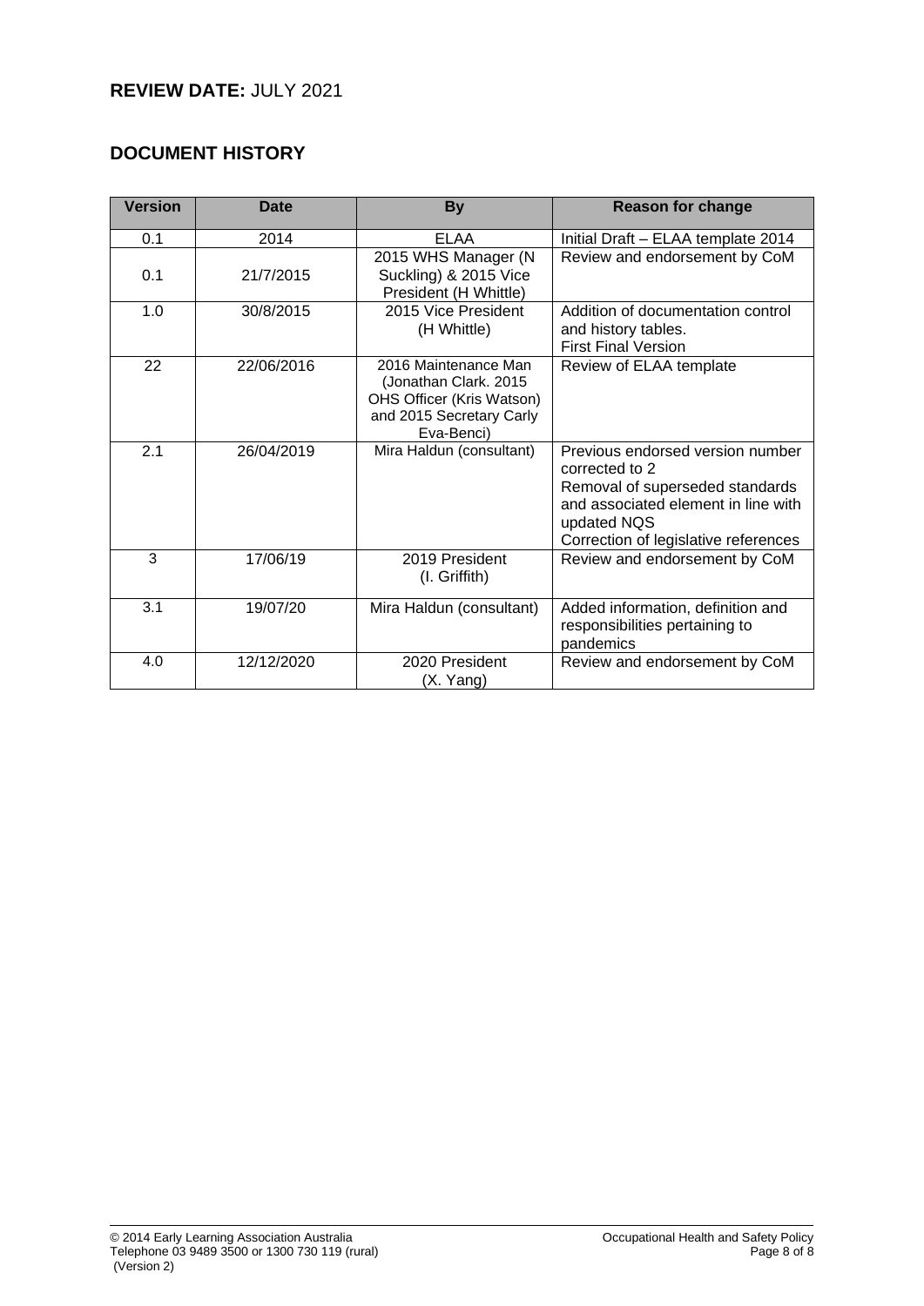**REVIEW DATE:** JULY 2021

## DOCUMENT HISTORY

| Version | Date | By | Reason for change |
|---|---|---|---|
| 0.1 | 2014 | ELAA | Initial Draft – ELAA template 2014 |
| 0.1 | 21/7/2015 | 2015 WHS Manager (N Suckling) & 2015 Vice President (H Whittle) | Review and endorsement by CoM |
| 1.0 | 30/8/2015 | 2015 Vice President (H Whittle) | Addition of documentation control and history tables. First Final Version |
| 22 | 22/06/2016 | 2016 Maintenance Man (Jonathan Clark. 2015 OHS Officer (Kris Watson) and 2015 Secretary Carly Eva-Benci) | Review of ELAA template |
| 2.1 | 26/04/2019 | Mira Haldun (consultant) | Previous endorsed version number corrected to 2 Removal of superseded standards and associated element in line with updated NQS Correction of legislative references |
| 3 | 17/06/19 | 2019 President (I. Griffith) | Review and endorsement by CoM |
| 3.1 | 19/07/20 | Mira Haldun (consultant) | Added information, definition and responsibilities pertaining to pandemics |
| 4.0 | 12/12/2020 | 2020 President (X. Yang) | Review and endorsement by CoM |